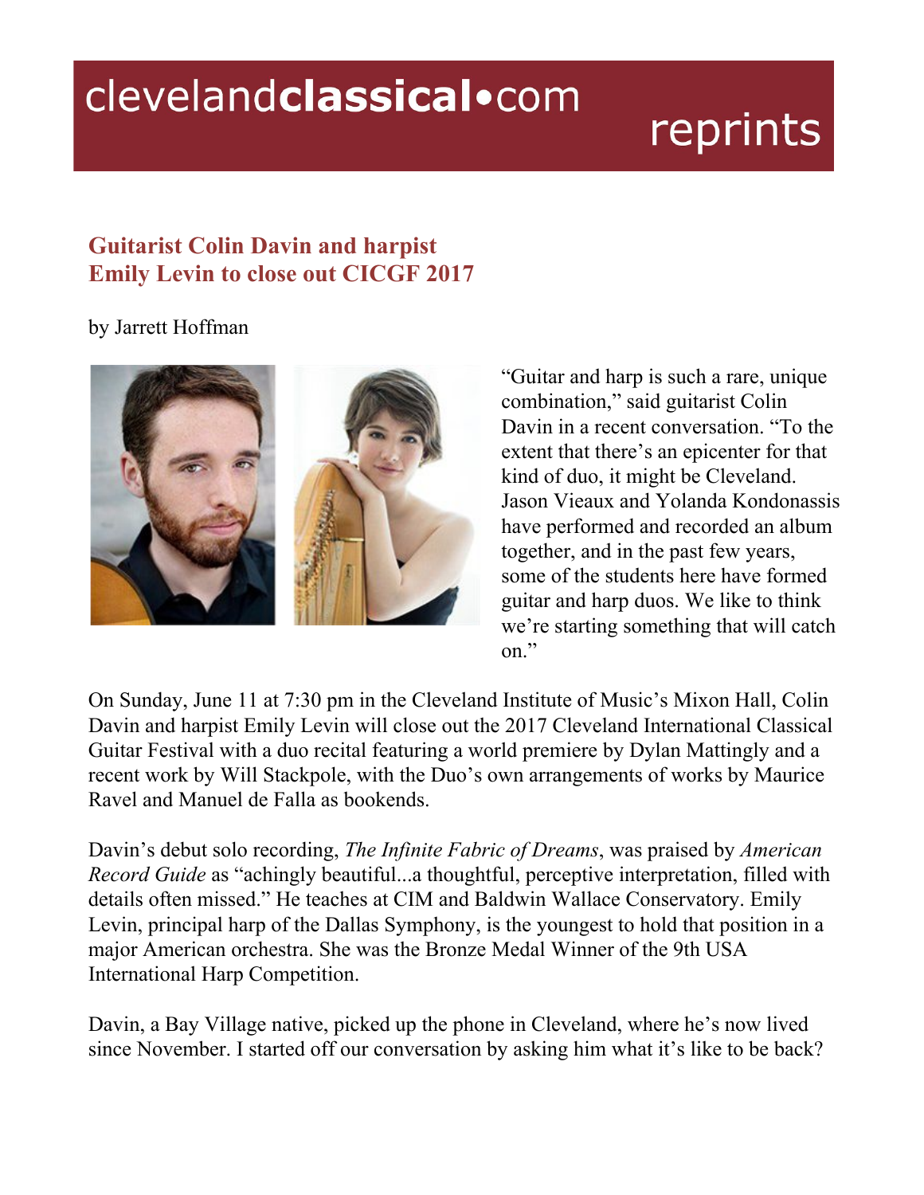# Guitarist Colin Davin and harpist Emily Levin to close out CICGF 2017

by Jarrett Hoffman

"Guitar and harp is such a rare, unique combination," said guitarist Colin Davin in a recent conversation. "To the extent that there's an epicenter for that kind of duo, it might be Cleveland. Jason Vieaux and Yolanda Kondonassis have performed and recorded an album together, and in the past few years, some of the students here have formed guitar and harp duos. We like to think we're starting something that will catch on."

On Sunday, June 11 at 7:30 pm in the Cleveland Institute of Music's Mixon Hall, Colin Davin and harpist Emily Levin will close out the 2017 Cleveland International Classical Guitar Festival with a duo recital featuring a world premiere by Dylan Mattingly and a recent work by Will Stackpole, with the Duo's own arrangements of works by Maurice Ravel and Manuel de Falla as bookends.

Davin's debut solo recording, *The Infinite Fabric of Dreams*, was praised by *American Record Guide* as "achingly beautiful...a thoughtful, perceptive interpretation, filled with details often missed." He teaches at CIM and Baldwin Wallace Conservatory. Emily Levin, principal harp of the Dallas Symphony, is the youngest to hold that position in a major American orchestra. She was the Bronze Medal Winner of the 9th USA International Harp Competition.

Davin, a Bay Village native, picked up the phone in Cleveland, where he's now lived since November. I started off our conversation by asking him what it's like to be back?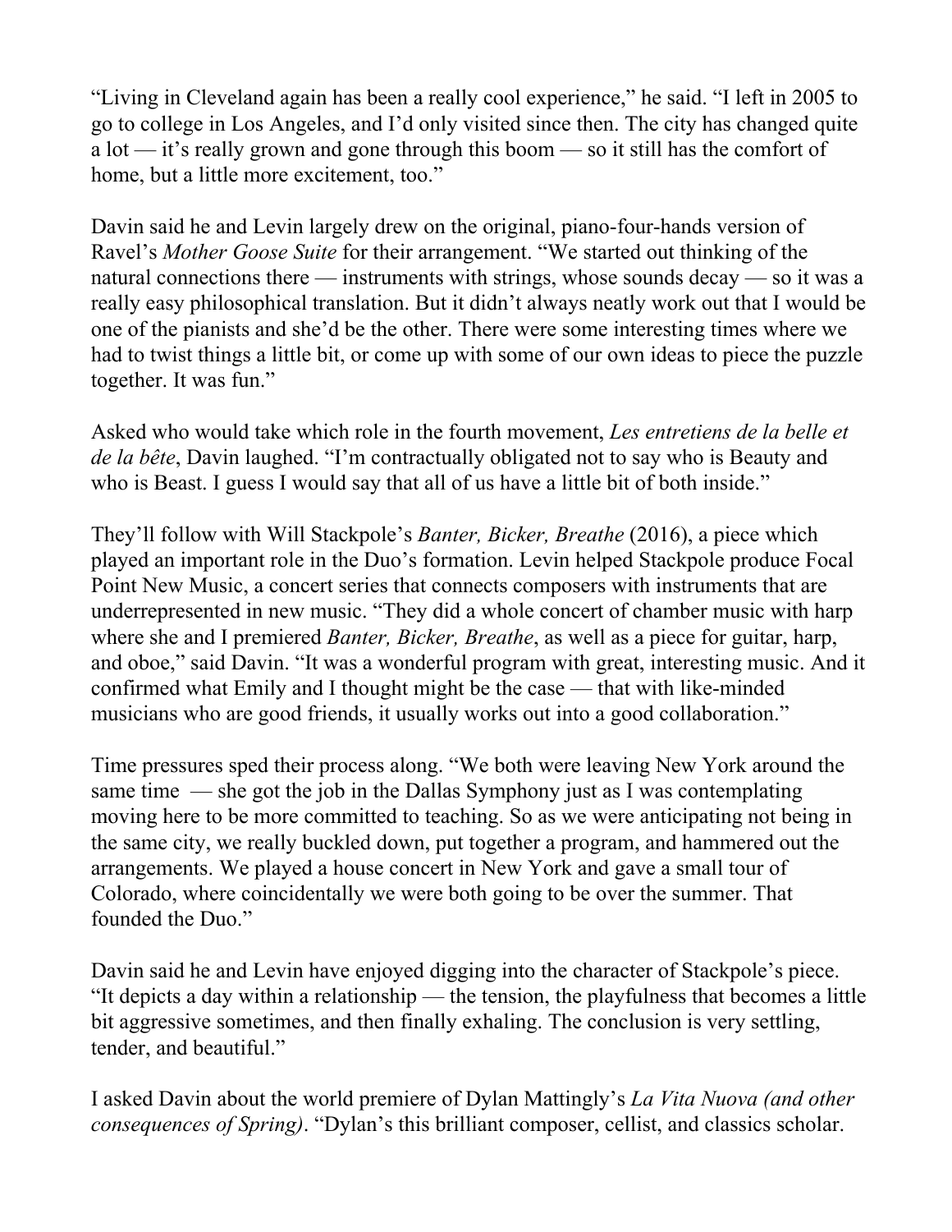"Living in Cleveland again has been a really cool experience," he said. "I left in 2005 to go to college in Los Angeles, and I'd only visited since then. The city has changed quite a lot — it's really grown and gone through this boom — so it still has the comfort of home, but a little more excitement, too."

Davin said he and Levin largely drew on the original, piano-four-hands version of Ravel's *Mother Goose Suite* for their arrangement. "We started out thinking of the natural connections there — instruments with strings, whose sounds decay — so it was a really easy philosophical translation. But it didn't always neatly work out that I would be one of the pianists and she'd be the other. There were some interesting times where we had to twist things a little bit, or come up with some of our own ideas to piece the puzzle together. It was fun."

Asked who would take which role in the fourth movement, *Les entretiens de la belle et de la bête*, Davin laughed. "I'm contractually obligated not to say who is Beauty and who is Beast. I guess I would say that all of us have a little bit of both inside."

They'll follow with Will Stackpole's *Banter, Bicker, Breathe* (2016), a piece which played an important role in the Duo's formation. Levin helped Stackpole produce Focal Point New Music, a concert series that connects composers with instruments that are underrepresented in new music. "They did a whole concert of chamber music with harp where she and I premiered *Banter, Bicker, Breathe*, as well as a piece for guitar, harp, and oboe," said Davin. "It was a wonderful program with great, interesting music. And it confirmed what Emily and I thought might be the case — that with like-minded musicians who are good friends, it usually works out into a good collaboration."

Time pressures sped their process along. "We both were leaving New York around the same time — she got the job in the Dallas Symphony just as I was contemplating moving here to be more committed to teaching. So as we were anticipating not being in the same city, we really buckled down, put together a program, and hammered out the arrangements. We played a house concert in New York and gave a small tour of Colorado, where coincidentally we were both going to be over the summer. That founded the Duo."

Davin said he and Levin have enjoyed digging into the character of Stackpole's piece. "It depicts a day within a relationship — the tension, the playfulness that becomes a little bit aggressive sometimes, and then finally exhaling. The conclusion is very settling, tender, and beautiful."

I asked Davin about the world premiere of Dylan Mattingly's *La Vita Nuova (and other consequences of Spring)*. "Dylan's this brilliant composer, cellist, and classics scholar.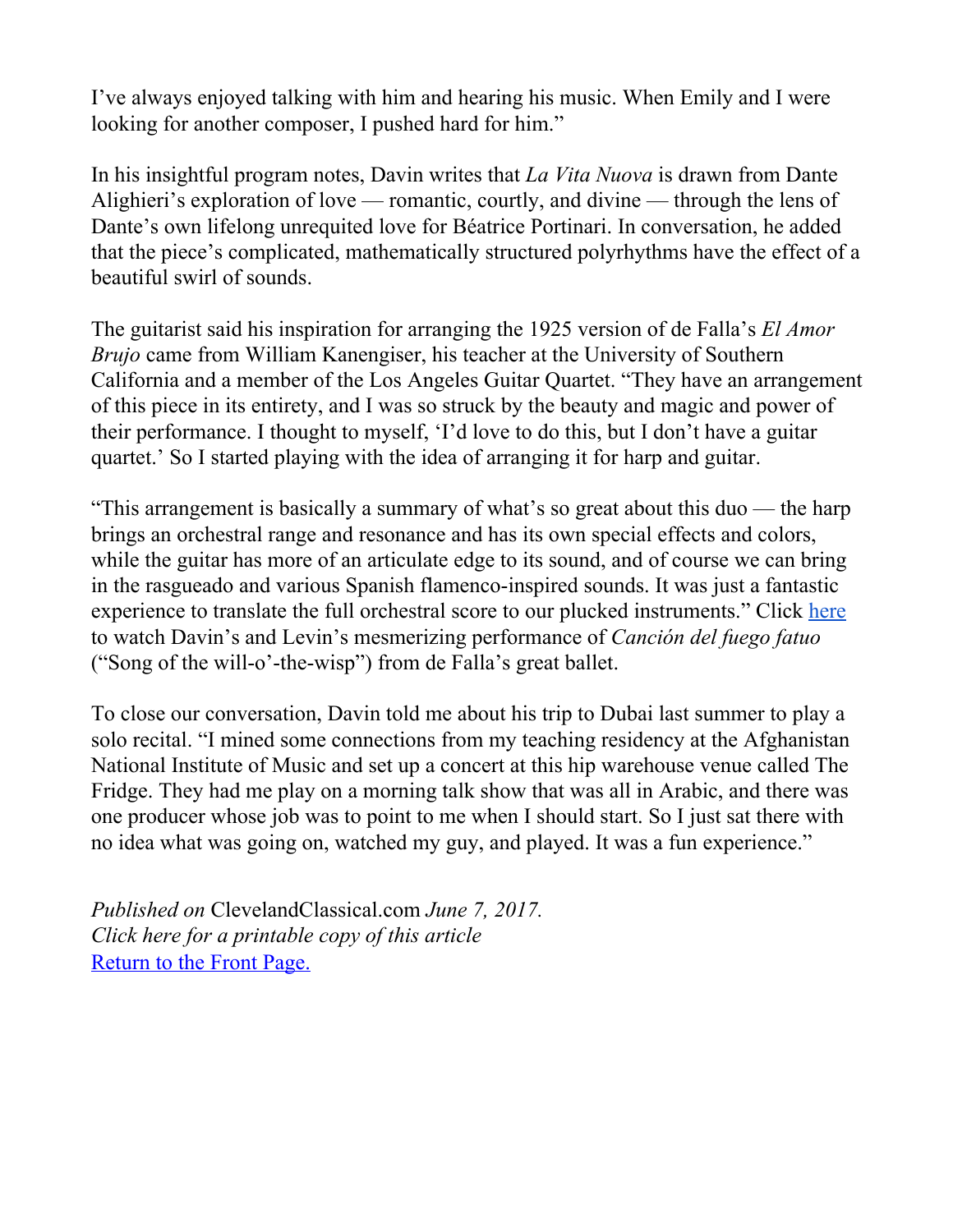I've always enjoyed talking with him and hearing his music. When Emily and I were looking for another composer, I pushed hard for him."

In his insightful program notes, Davin writes that *La Vita Nuova* is drawn from Dante Alighieri's exploration of love — romantic, courtly, and divine — through the lens of Dante's own lifelong unrequited love for Béatrice Portinari. In conversation, he added that the piece's complicated, mathematically structured polyrhythms have the effect of a beautiful swirl of sounds.

The guitarist said his inspiration for arranging the 1925 version of de Falla's *El Amor Brujo* came from William Kanengiser, his teacher at the University of Southern California and a member of the Los Angeles Guitar Quartet. "They have an arrangement of this piece in its entirety, and I was so struck by the beauty and magic and power of their performance. I thought to myself, 'I'd love to do this, but I don't have a guitar quartet.' So I started playing with the idea of arranging it for harp and guitar.

"This arrangement is basically a summary of what's so great about this duo — the harp brings an orchestral range and resonance and has its own special effects and colors, while the guitar has more of an articulate edge to its sound, and of course we can bring in the rasgueado and various Spanish flamenco-inspired sounds. It was just a fantastic experience to translate the full orchestral score to our plucked instruments." Click here to watch Davin's and Levin's mesmerizing performance of *Canción del fuego fatuo* ("Song of the will-o'-the-wisp") from de Falla's great ballet.

To close our conversation, Davin told me about his trip to Dubai last summer to play a solo recital. "I mined some connections from my teaching residency at the Afghanistan National Institute of Music and set up a concert at this hip warehouse venue called The Fridge. They had me play on a morning talk show that was all in Arabic, and there was one producer whose job was to point to me when I should start. So I just sat there with no idea what was going on, watched my guy, and played. It was a fun experience."

*Published on* ClevelandClassical.com *June 7, 2017.*
*Click here for a printable copy of this article*
Return to the Front Page.